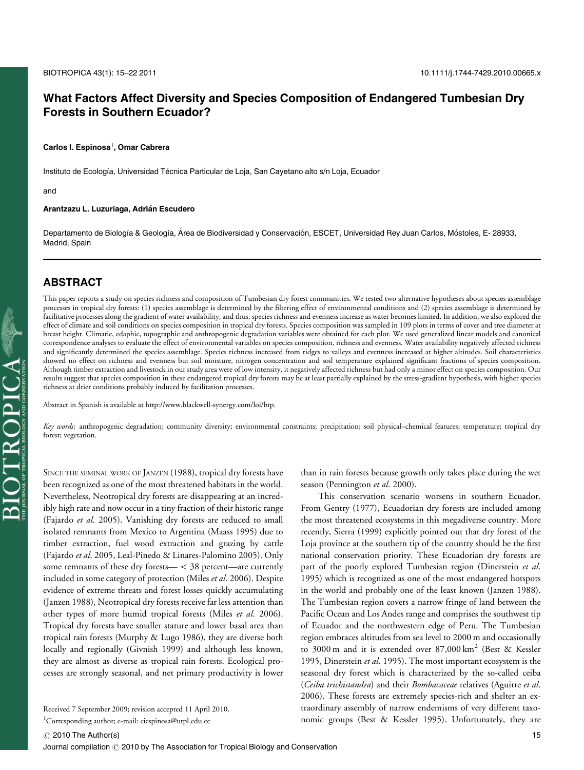# What Factors Affect Diversity and Species Composition of Endangered Tumbesian Dry Forests in Southern Ecuador?

**Carlos I. Espinosa**[1], **Omar Cabrera**

Instituto de Ecología, Universidad Técnica Particular de Loja, San Cayetano alto s/n Loja, Ecuador

and

**Arantzazu L. Luzuriaga, Adrián Escudero**

Departamento de Biología & Geología, Área de Biodiversidad y Conservación, ESCET, Universidad Rey Juan Carlos, Móstoles, E- 28933, Madrid, Spain

## ABSTRACT

This paper reports a study on species richness and composition of Tumbesian dry forest communities. We tested two alternative hypotheses about species assemblage processes in tropical dry forests: (1) species assemblage is determined by the filtering effect of environmental conditions and (2) species assemblage is determined by facilitative processes along the gradient of water availability, and thus, species richness and evenness increase as water becomes limited. In addition, we also explored the effect of climate and soil conditions on species composition in tropical dry forests. Species composition was sampled in 109 plots in terms of cover and tree diameter at breast height. Climatic, edaphic, topographic and anthropogenic degradation variables were obtained for each plot. We used generalized linear models and canonical correspondence analyses to evaluate the effect of environmental variables on species composition, richness and evenness. Water availability negatively affected richness and significantly determined the species assemblage. Species richness increased from ridges to valleys and evenness increased at higher altitudes. Soil characteristics showed no effect on richness and evenness but soil moisture, nitrogen concentration and soil temperature explained significant fractions of species composition. Although timber extraction and livestock in our study area were of low intensity, it negatively affected richness but had only a minor effect on species composition. Our results suggest that species composition in these endangered tropical dry forests may be at least partially explained by the stress-gradient hypothesis, with higher species richness at drier conditions probably induced by facilitation processes.

Abstract in Spanish is available at http://www.blackwell-synergy.com/loi/btp.

*Key words*: anthropogenic degradation; community diversity; environmental constraints; precipitation; soil physical–chemical features; temperature; tropical dry forest; vegetation.

SINCE THE SEMINAL WORK OF JANZEN (1988), tropical dry forests have been recognized as one of the most threatened habitats in the world. Nevertheless, Neotropical dry forests are disappearing at an incredibly high rate and now occur in a tiny fraction of their historic range (Fajardo *et al*. 2005). Vanishing dry forests are reduced to small isolated remnants from Mexico to Argentina (Maass 1995) due to timber extraction, fuel wood extraction and grazing by cattle (Fajardo *et al*. 2005, Leal-Pinedo & Linares-Palomino 2005). Only some remnants of these dry forests— < 38 percent—are currently included in some category of protection (Miles *et al*. 2006). Despite evidence of extreme threats and forest losses quickly accumulating (Janzen 1988), Neotropical dry forests receive far less attention than other types of more humid tropical forests (Miles *et al*. 2006). Tropical dry forests have smaller stature and lower basal area than tropical rain forests (Murphy & Lugo 1986), they are diverse both locally and regionally (Givnish 1999) and although less known, they are almost as diverse as tropical rain forests. Ecological processes are strongly seasonal, and net primary productivity is lower than in rain forests because growth only takes place during the wet season (Pennington *et al*. 2000).

This conservation scenario worsens in southern Ecuador. From Gentry (1977), Ecuadorian dry forests are included among the most threatened ecosystems in this megadiverse country. More recently, Sierra (1999) explicitly pointed out that dry forest of the Loja province at the southern tip of the country should be the first national conservation priority. These Ecuadorian dry forests are part of the poorly explored Tumbesian region (Dinerstein *et al*. 1995) which is recognized as one of the most endangered hotspots in the world and probably one of the least known (Janzen 1988). The Tumbesian region covers a narrow fringe of land between the Pacific Ocean and Los Andes range and comprises the southwest tip of Ecuador and the northwestern edge of Peru. The Tumbesian region embraces altitudes from sea level to 2000 m and occasionally to 3000 m and it is extended over 87,000 km$^2$ (Best & Kessler 1995, Dinerstein *et al*. 1995). The most important ecosystem is the seasonal dry forest which is characterized by the so-called ceiba (*Ceiba trichistandra*) and their *Bombacaceae* relatives (Aguirre *et al*. 2006). These forests are extremely species-rich and shelter an extraordinary assembly of narrow endemisms of very different taxonomic groups (Best & Kessler 1995). Unfortunately, they are

Received 7 September 2009; revision accepted 11 April 2010.

[1]Corresponding author; e-mail: ciespinosa@utpl.edu.ec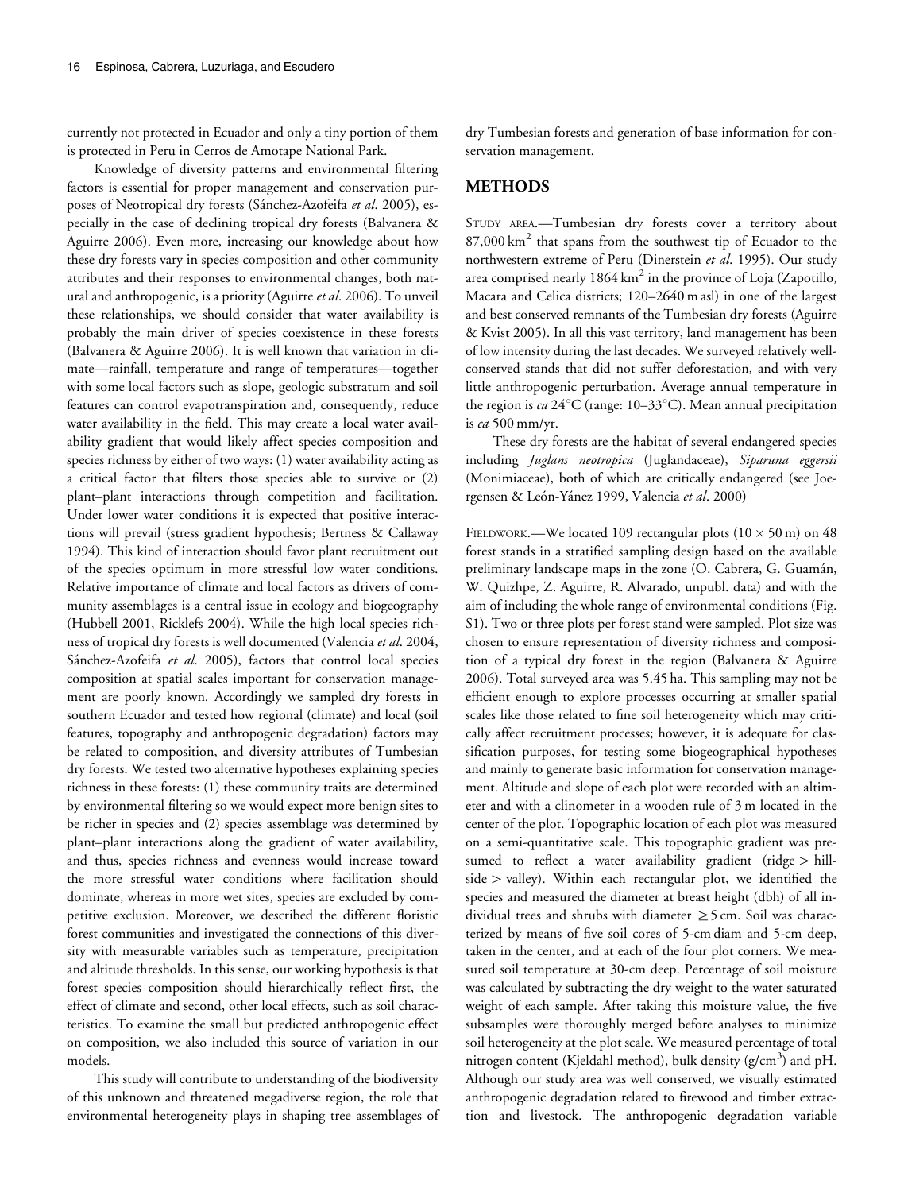currently not protected in Ecuador and only a tiny portion of them is protected in Peru in Cerros de Amotape National Park.

Knowledge of diversity patterns and environmental filtering factors is essential for proper management and conservation purposes of Neotropical dry forests (Sánchez-Azofeifa *et al.* 2005), especially in the case of declining tropical dry forests (Balvanera & Aguirre 2006). Even more, increasing our knowledge about how these dry forests vary in species composition and other community attributes and their responses to environmental changes, both natural and anthropogenic, is a priority (Aguirre *et al.* 2006). To unveil these relationships, we should consider that water availability is probably the main driver of species coexistence in these forests (Balvanera & Aguirre 2006). It is well known that variation in climate—rainfall, temperature and range of temperatures—together with some local factors such as slope, geologic substratum and soil features can control evapotranspiration and, consequently, reduce water availability in the field. This may create a local water availability gradient that would likely affect species composition and species richness by either of two ways: (1) water availability acting as a critical factor that filters those species able to survive or (2) plant–plant interactions through competition and facilitation. Under lower water conditions it is expected that positive interactions will prevail (stress gradient hypothesis; Bertness & Callaway 1994). This kind of interaction should favor plant recruitment out of the species optimum in more stressful low water conditions. Relative importance of climate and local factors as drivers of community assemblages is a central issue in ecology and biogeography (Hubbell 2001, Ricklefs 2004). While the high local species richness of tropical dry forests is well documented (Valencia *et al*. 2004, Sánchez-Azofeifa *et al*. 2005), factors that control local species composition at spatial scales important for conservation management are poorly known. Accordingly we sampled dry forests in southern Ecuador and tested how regional (climate) and local (soil features, topography and anthropogenic degradation) factors may be related to composition, and diversity attributes of Tumbesian dry forests. We tested two alternative hypotheses explaining species richness in these forests: (1) these community traits are determined by environmental filtering so we would expect more benign sites to be richer in species and (2) species assemblage was determined by plant–plant interactions along the gradient of water availability, and thus, species richness and evenness would increase toward the more stressful water conditions where facilitation should dominate, whereas in more wet sites, species are excluded by competitive exclusion. Moreover, we described the different floristic forest communities and investigated the connections of this diversity with measurable variables such as temperature, precipitation and altitude thresholds. In this sense, our working hypothesis is that forest species composition should hierarchically reflect first, the effect of climate and second, other local effects, such as soil characteristics. To examine the small but predicted anthropogenic effect on composition, we also included this source of variation in our models.

This study will contribute to understanding of the biodiversity of this unknown and threatened megadiverse region, the role that environmental heterogeneity plays in shaping tree assemblages of dry Tumbesian forests and generation of base information for conservation management.

## METHODS

STUDY AREA.—Tumbesian dry forests cover a territory about $87{,}000\ \mathrm{km}^2$ that spans from the southwest tip of Ecuador to the northwestern extreme of Peru (Dinerstein *et al.* 1995). Our study area comprised nearly $1864\ \mathrm{km}^2$ in the province of Loja (Zapotillo, Macara and Celica districts; 120–2640 m asl) in one of the largest and best conserved remnants of the Tumbesian dry forests (Aguirre & Kvist 2005). In all this vast territory, land management has been of low intensity during the last decades. We surveyed relatively well-conserved stands that did not suffer deforestation, and with very little anthropogenic perturbation. Average annual temperature in the region is *ca* 24°C (range: 10–33°C). Mean annual precipitation is *ca* 500 mm/yr.

These dry forests are the habitat of several endangered species including *Juglans neotropica* (Juglandaceae), *Siparuna eggersii* (Monimiaceae), both of which are critically endangered (see Joergensen & León-Yánez 1999, Valencia *et al*. 2000)

FIELDWORK.—We located 109 rectangular plots ($10 \times 50$ m) on 48 forest stands in a stratified sampling design based on the available preliminary landscape maps in the zone (O. Cabrera, G. Guamán, W. Quizhpe, Z. Aguirre, R. Alvarado, unpubl. data) and with the aim of including the whole range of environmental conditions (Fig. S1). Two or three plots per forest stand were sampled. Plot size was chosen to ensure representation of diversity richness and composition of a typical dry forest in the region (Balvanera & Aguirre 2006). Total surveyed area was 5.45 ha. This sampling may not be efficient enough to explore processes occurring at smaller spatial scales like those related to fine soil heterogeneity which may critically affect recruitment processes; however, it is adequate for classification purposes, for testing some biogeographical hypotheses and mainly to generate basic information for conservation management. Altitude and slope of each plot were recorded with an altimeter and with a clinometer in a wooden rule of 3 m located in the center of the plot. Topographic location of each plot was measured on a semi-quantitative scale. This topographic gradient was presumed to reflect a water availability gradient (ridge > hillside > valley). Within each rectangular plot, we identified the species and measured the diameter at breast height (dbh) of all individual trees and shrubs with diameter ≥ 5 cm. Soil was characterized by means of five soil cores of 5-cm diam and 5-cm deep, taken in the center, and at each of the four plot corners. We measured soil temperature at 30-cm deep. Percentage of soil moisture was calculated by subtracting the dry weight to the water saturated weight of each sample. After taking this moisture value, the five subsamples were thoroughly merged before analyses to minimize soil heterogeneity at the plot scale. We measured percentage of total nitrogen content (Kjeldahl method), bulk density ($\mathrm{g/cm}^3$) and pH. Although our study area was well conserved, we visually estimated anthropogenic degradation related to firewood and timber extraction and livestock. The anthropogenic degradation variable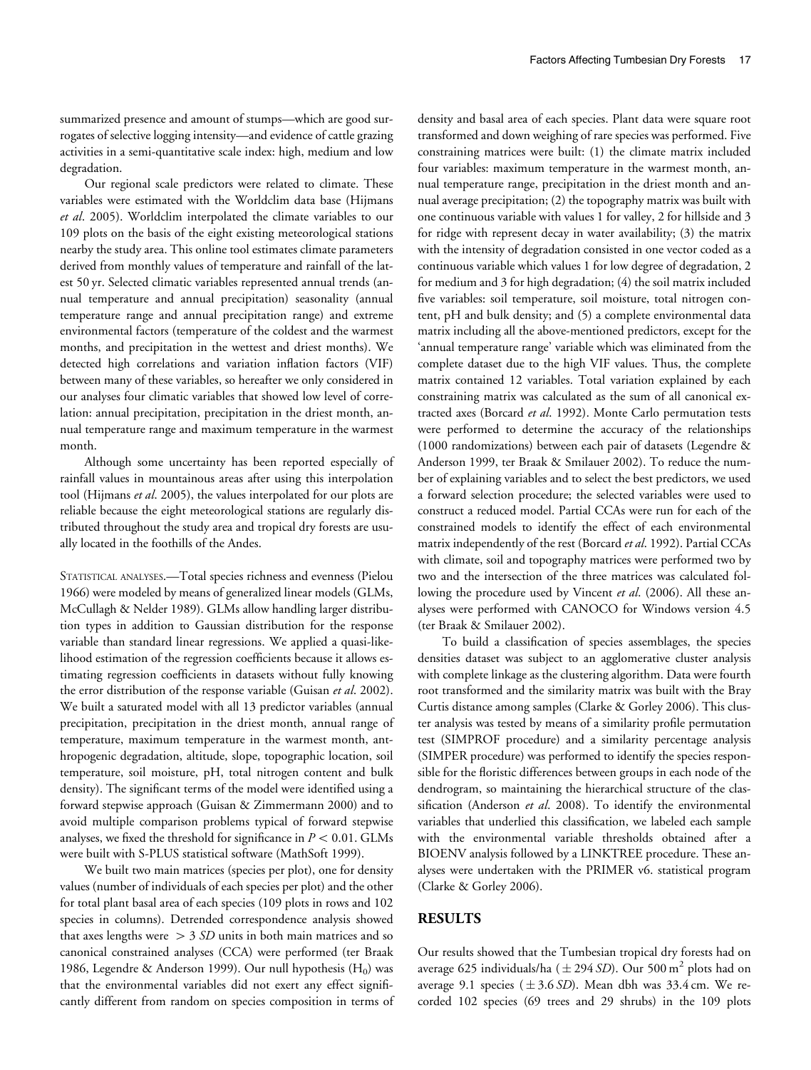summarized presence and amount of stumps—which are good surrogates of selective logging intensity—and evidence of cattle grazing activities in a semi-quantitative scale index: high, medium and low degradation.

Our regional scale predictors were related to climate. These variables were estimated with the Worldclim data base (Hijmans *et al*. 2005). Worldclim interpolated the climate variables to our 109 plots on the basis of the eight existing meteorological stations nearby the study area. This online tool estimates climate parameters derived from monthly values of temperature and rainfall of the latest 50 yr. Selected climatic variables represented annual trends (annual temperature and annual precipitation) seasonality (annual temperature range and annual precipitation range) and extreme environmental factors (temperature of the coldest and the warmest months, and precipitation in the wettest and driest months). We detected high correlations and variation inflation factors (VIF) between many of these variables, so hereafter we only considered in our analyses four climatic variables that showed low level of correlation: annual precipitation, precipitation in the driest month, annual temperature range and maximum temperature in the warmest month.

Although some uncertainty has been reported especially of rainfall values in mountainous areas after using this interpolation tool (Hijmans *et al*. 2005), the values interpolated for our plots are reliable because the eight meteorological stations are regularly distributed throughout the study area and tropical dry forests are usually located in the foothills of the Andes.

STATISTICAL ANALYSES.—Total species richness and evenness (Pielou 1966) were modeled by means of generalized linear models (GLMs, McCullagh & Nelder 1989). GLMs allow handling larger distribution types in addition to Gaussian distribution for the response variable than standard linear regressions. We applied a quasi-likelihood estimation of the regression coefficients because it allows estimating regression coefficients in datasets without fully knowing the error distribution of the response variable (Guisan *et al*. 2002). We built a saturated model with all 13 predictor variables (annual precipitation, precipitation in the driest month, annual range of temperature, maximum temperature in the warmest month, anthropogenic degradation, altitude, slope, topographic location, soil temperature, soil moisture, pH, total nitrogen content and bulk density). The significant terms of the model were identified using a forward stepwise approach (Guisan & Zimmermann 2000) and to avoid multiple comparison problems typical of forward stepwise analyses, we fixed the threshold for significance in $P < 0.01$. GLMs were built with S-PLUS statistical software (MathSoft 1999).

We built two main matrices (species per plot), one for density values (number of individuals of each species per plot) and the other for total plant basal area of each species (109 plots in rows and 102 species in columns). Detrended correspondence analysis showed that axes lengths were $> 3$ *SD* units in both main matrices and so canonical constrained analyses (CCA) were performed (ter Braak 1986, Legendre & Anderson 1999). Our null hypothesis ($H_0$) was that the environmental variables did not exert any effect significantly different from random on species composition in terms of density and basal area of each species. Plant data were square root transformed and down weighing of rare species was performed. Five constraining matrices were built: (1) the climate matrix included four variables: maximum temperature in the warmest month, annual temperature range, precipitation in the driest month and annual average precipitation; (2) the topography matrix was built with one continuous variable with values 1 for valley, 2 for hillside and 3 for ridge with represent decay in water availability; (3) the matrix with the intensity of degradation consisted in one vector coded as a continuous variable which values 1 for low degree of degradation, 2 for medium and 3 for high degradation; (4) the soil matrix included five variables: soil temperature, soil moisture, total nitrogen content, pH and bulk density; and (5) a complete environmental data matrix including all the above-mentioned predictors, except for the 'annual temperature range' variable which was eliminated from the complete dataset due to the high VIF values. Thus, the complete matrix contained 12 variables. Total variation explained by each constraining matrix was calculated as the sum of all canonical extracted axes (Borcard *et al*. 1992). Monte Carlo permutation tests were performed to determine the accuracy of the relationships (1000 randomizations) between each pair of datasets (Legendre & Anderson 1999, ter Braak & Smilauer 2002). To reduce the number of explaining variables and to select the best predictors, we used a forward selection procedure; the selected variables were used to construct a reduced model. Partial CCAs were run for each of the constrained models to identify the effect of each environmental matrix independently of the rest (Borcard *et al*. 1992). Partial CCAs with climate, soil and topography matrices were performed two by two and the intersection of the three matrices was calculated following the procedure used by Vincent *et al*. (2006). All these analyses were performed with CANOCO for Windows version 4.5 (ter Braak & Smilauer 2002).

To build a classification of species assemblages, the species densities dataset was subject to an agglomerative cluster analysis with complete linkage as the clustering algorithm. Data were fourth root transformed and the similarity matrix was built with the Bray Curtis distance among samples (Clarke & Gorley 2006). This cluster analysis was tested by means of a similarity profile permutation test (SIMPROF procedure) and a similarity percentage analysis (SIMPER procedure) was performed to identify the species responsible for the floristic differences between groups in each node of the dendrogram, so maintaining the hierarchical structure of the classification (Anderson *et al*. 2008). To identify the environmental variables that underlied this classification, we labeled each sample with the environmental variable thresholds obtained after a BIOENV analysis followed by a LINKTREE procedure. These analyses were undertaken with the PRIMER v6. statistical program (Clarke & Gorley 2006).

## RESULTS

Our results showed that the Tumbesian tropical dry forests had on average 625 individuals/ha ($\pm$ 294 *SD*). Our 500 $m^2$ plots had on average 9.1 species ($\pm$ 3.6 *SD*). Mean dbh was 33.4 cm. We recorded 102 species (69 trees and 29 shrubs) in the 109 plots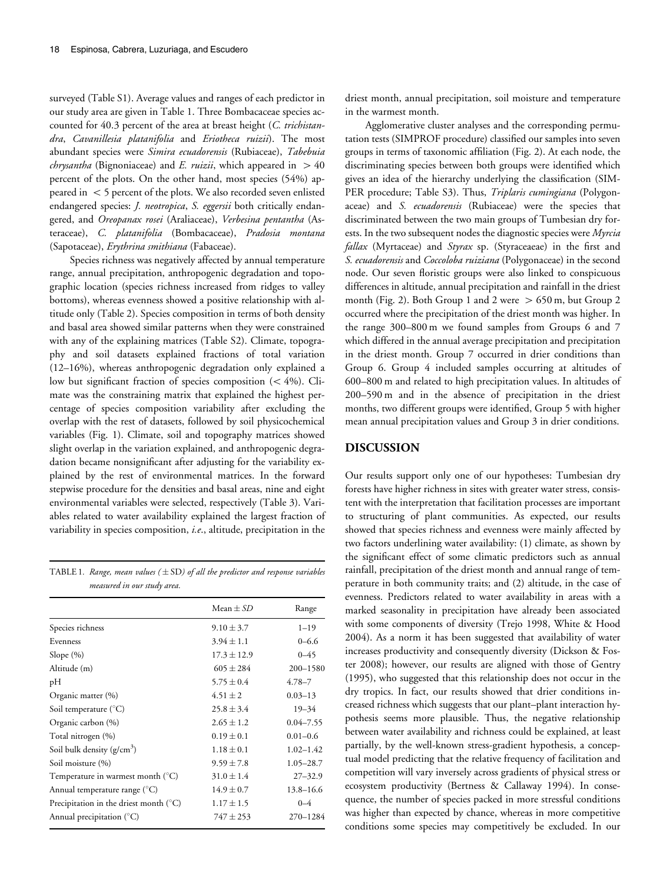surveyed (Table S1). Average values and ranges of each predictor in our study area are given in Table 1. Three Bombacaceae species accounted for 40.3 percent of the area at breast height (*C. trichistandra*, *Cavanillesia platanifolia* and *Eriotheca ruizii*). The most abundant species were *Simira ecuadorensis* (Rubiaceae), *Tabebuia chrysantha* (Bignoniaceae) and *E. ruizii*, which appeared in $> 40$ percent of the plots. On the other hand, most species (54%) appeared in $< 5$ percent of the plots. We also recorded seven enlisted endangered species: *J. neotropica*, *S. eggersii* both critically endangered, and *Oreopanax rosei* (Araliaceae), *Verbesina pentantha* (Asteraceae), *C. platanifolia* (Bombacaceae), *Pradosia montana* (Sapotaceae), *Erythrina smithiana* (Fabaceae).

Species richness was negatively affected by annual temperature range, annual precipitation, anthropogenic degradation and topographic location (species richness increased from ridges to valley bottoms), whereas evenness showed a positive relationship with altitude only (Table 2). Species composition in terms of both density and basal area showed similar patterns when they were constrained with any of the explaining matrices (Table S2). Climate, topography and soil datasets explained fractions of total variation (12–16%), whereas anthropogenic degradation only explained a low but significant fraction of species composition ($< 4\%$). Climate was the constraining matrix that explained the highest percentage of species composition variability after excluding the overlap with the rest of datasets, followed by soil physicochemical variables (Fig. 1). Climate, soil and topography matrices showed slight overlap in the variation explained, and anthropogenic degradation became nonsignificant after adjusting for the variability explained by the rest of environmental matrices. In the forward stepwise procedure for the densities and basal areas, nine and eight environmental variables were selected, respectively (Table 3). Variables related to water availability explained the largest fraction of variability in species composition, *i.e.*, altitude, precipitation in the driest month, annual precipitation, soil moisture and temperature in the warmest month.

TABLE 1. *Range, mean values (± SD) of all the predictor and response variables measured in our study area.*

| | Mean ± *SD* | Range |
|---|---|---|
| Species richness | 9.10 ± 3.7 | 1–19 |
| Evenness | 3.94 ± 1.1 | 0–6.6 |
| Slope (%) | 17.3 ± 12.9 | 0–45 |
| Altitude (m) | 605 ± 284 | 200–1580 |
| pH | 5.75 ± 0.4 | 4.78–7 |
| Organic matter (%) | 4.51 ± 2 | 0.03–13 |
| Soil temperature (°C) | 25.8 ± 3.4 | 19–34 |
| Organic carbon (%) | 2.65 ± 1.2 | 0.04–7.55 |
| Total nitrogen (%) | 0.19 ± 0.1 | 0.01–0.6 |
| Soil bulk density (g/cm$^3$) | 1.18 ± 0.1 | 1.02–1.42 |
| Soil moisture (%) | 9.59 ± 7.8 | 1.05–28.7 |
| Temperature in warmest month (°C) | 31.0 ± 1.4 | 27–32.9 |
| Annual temperature range (°C) | 14.9 ± 0.7 | 13.8–16.6 |
| Precipitation in the driest month (°C) | 1.17 ± 1.5 | 0–4 |
| Annual precipitation (°C) | 747 ± 253 | 270–1284 |

Agglomerative cluster analyses and the corresponding permutation tests (SIMPROF procedure) classified our samples into seven groups in terms of taxonomic affiliation (Fig. 2). At each node, the discriminating species between both groups were identified which gives an idea of the hierarchy underlying the classification (SIMPER procedure; Table S3). Thus, *Triplaris cumingiana* (Polygonaceae) and *S. ecuadorensis* (Rubiaceae) were the species that discriminated between the two main groups of Tumbesian dry forests. In the two subsequent nodes the diagnostic species were *Myrcia fallax* (Myrtaceae) and *Styrax* sp. (Styraceaeae) in the first and *S. ecuadorensis* and *Coccoloba ruiziana* (Polygonaceae) in the second node. Our seven floristic groups were also linked to conspicuous differences in altitude, annual precipitation and rainfall in the driest month (Fig. 2). Both Group 1 and 2 were $> 650$ m, but Group 2 occurred where the precipitation of the driest month was higher. In the range 300–800 m we found samples from Groups 6 and 7 which differed in the annual average precipitation and precipitation in the driest month. Group 7 occurred in drier conditions than Group 6. Group 4 included samples occurring at altitudes of 600–800 m and related to high precipitation values. In altitudes of 200–590 m and in the absence of precipitation in the driest months, two different groups were identified, Group 5 with higher mean annual precipitation values and Group 3 in drier conditions.

## DISCUSSION

Our results support only one of our hypotheses: Tumbesian dry forests have higher richness in sites with greater water stress, consistent with the interpretation that facilitation processes are important to structuring of plant communities. As expected, our results showed that species richness and evenness were mainly affected by two factors underlining water availability: (1) climate, as shown by the significant effect of some climatic predictors such as annual rainfall, precipitation of the driest month and annual range of temperature in both community traits; and (2) altitude, in the case of evenness. Predictors related to water availability in areas with a marked seasonality in precipitation have already been associated with some components of diversity (Trejo 1998, White & Hood 2004). As a norm it has been suggested that availability of water increases productivity and consequently diversity (Dickson & Foster 2008); however, our results are aligned with those of Gentry (1995), who suggested that this relationship does not occur in the dry tropics. In fact, our results showed that drier conditions increased richness which suggests that our plant–plant interaction hypothesis seems more plausible. Thus, the negative relationship between water availability and richness could be explained, at least partially, by the well-known stress-gradient hypothesis, a conceptual model predicting that the relative frequency of facilitation and competition will vary inversely across gradients of physical stress or ecosystem productivity (Bertness & Callaway 1994). In consequence, the number of species packed in more stressful conditions was higher than expected by chance, whereas in more competitive conditions some species may competitively be excluded. In our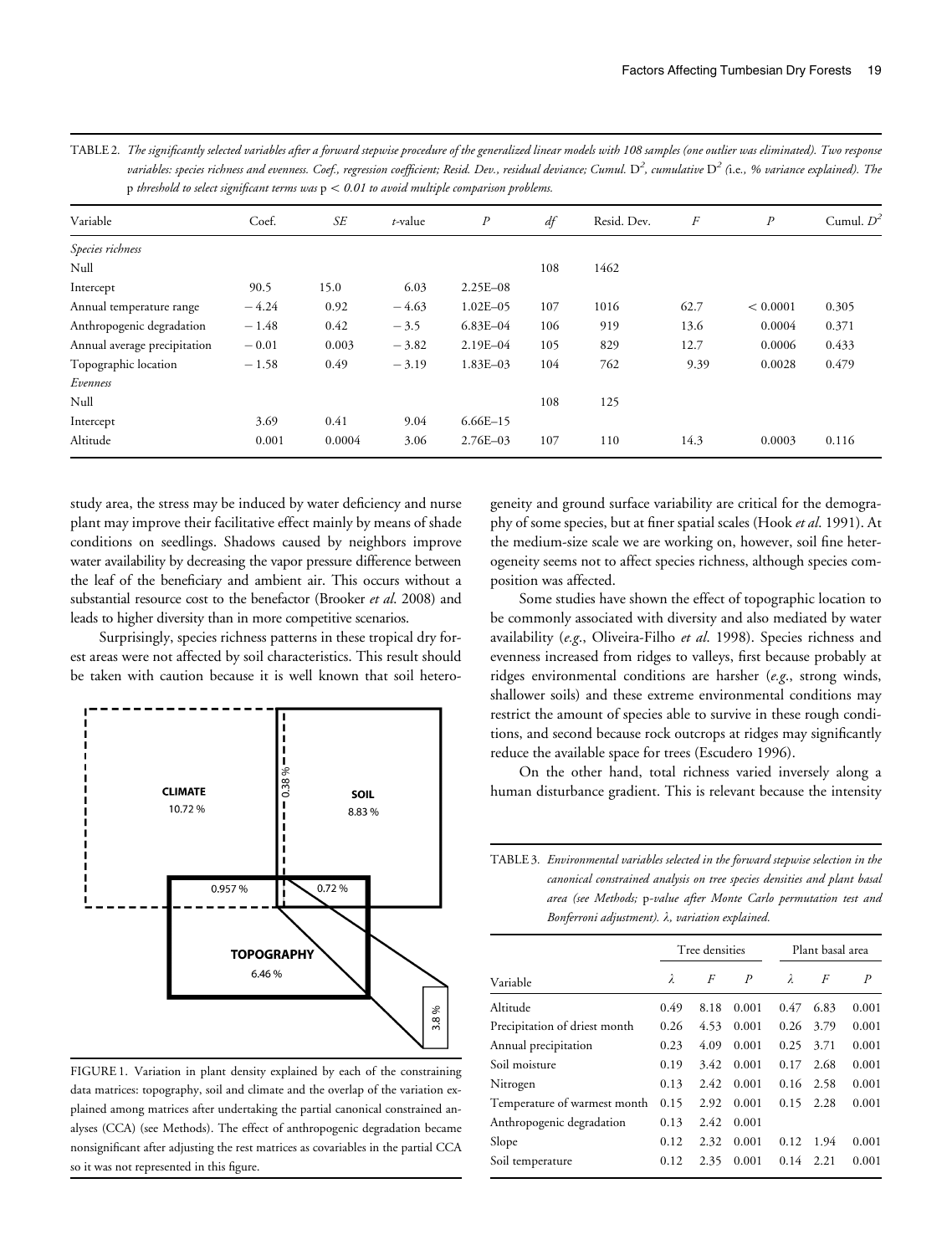TABLE 2. *The significantly selected variables after a forward stepwise procedure of the generalized linear models with 108 samples (one outlier was eliminated). Two response variables: species richness and evenness. Coef., regression coefficient; Resid. Dev., residual deviance; Cumul.* $D^2$*, cumulative* $D^2$ *(i.e., % variance explained). The* p *threshold to select significant terms was* $p < 0.01$ *to avoid multiple comparison problems.*

| Variable | Coef. | *SE* | *t*-value | *P* | *df* | Resid. Dev. | *F* | *P* | Cumul. $D^2$ |
|---|---|---|---|---|---|---|---|---|---|
| *Species richness* | | | | | | | | | |
| Null | | | | | 108 | 1462 | | | |
| Intercept | 90.5 | 15.0 | 6.03 | 2.25E–08 | | | | | |
| Annual temperature range | −4.24 | 0.92 | −4.63 | 1.02E–05 | 107 | 1016 | 62.7 | < 0.0001 | 0.305 |
| Anthropogenic degradation | −1.48 | 0.42 | −3.5 | 6.83E–04 | 106 | 919 | 13.6 | 0.0004 | 0.371 |
| Annual average precipitation | −0.01 | 0.003 | −3.82 | 2.19E–04 | 105 | 829 | 12.7 | 0.0006 | 0.433 |
| Topographic location | −1.58 | 0.49 | −3.19 | 1.83E–03 | 104 | 762 | 9.39 | 0.0028 | 0.479 |
| *Evenness* | | | | | | | | | |
| Null | | | | | 108 | 125 | | | |
| Intercept | 3.69 | 0.41 | 9.04 | 6.66E–15 | | | | | |
| Altitude | 0.001 | 0.0004 | 3.06 | 2.76E–03 | 107 | 110 | 14.3 | 0.0003 | 0.116 |

study area, the stress may be induced by water deficiency and nurse plant may improve their facilitative effect mainly by means of shade conditions on seedlings. Shadows caused by neighbors improve water availability by decreasing the vapor pressure difference between the leaf of the beneficiary and ambient air. This occurs without a substantial resource cost to the benefactor (Brooker *et al.* 2008) and leads to higher diversity than in more competitive scenarios.

Surprisingly, species richness patterns in these tropical dry forest areas were not affected by soil characteristics. This result should be taken with caution because it is well known that soil heterogeneity and ground surface variability are critical for the demography of some species, but at finer spatial scales (Hook *et al.* 1991). At the medium-size scale we are working on, however, soil fine heterogeneity seems not to affect species richness, although species composition was affected.

Some studies have shown the effect of topographic location to be commonly associated with diversity and also mediated by water availability (*e.g.*, Oliveira-Filho *et al.* 1998). Species richness and evenness increased from ridges to valleys, first because probably at ridges environmental conditions are harsher (*e.g.*, strong winds, shallower soils) and these extreme environmental conditions may restrict the amount of species able to survive in these rough conditions, and second because rock outcrops at ridges may significantly reduce the available space for trees (Escudero 1996).

On the other hand, total richness varied inversely along a human disturbance gradient. This is relevant because the intensity

FIGURE 1. Variation in plant density explained by each of the constraining data matrices: topography, soil and climate and the overlap of the variation explained among matrices after undertaking the partial canonical constrained analyses (CCA) (see Methods). The effect of anthropogenic degradation became nonsignificant after adjusting the rest matrices as covariables in the partial CCA so it was not represented in this figure.

TABLE 3. *Environmental variables selected in the forward stepwise selection in the canonical constrained analysis on tree species densities and plant basal area (see Methods;* p*-value after Monte Carlo permutation test and Bonferroni adjustment). λ, variation explained.*

| | Tree densities | | | Plant basal area | | |
|---|---|---|---|---|---|---|
| Variable | λ | *F* | *P* | λ | *F* | *P* |
| Altitude | 0.49 | 8.18 | 0.001 | 0.47 | 6.83 | 0.001 |
| Precipitation of driest month | 0.26 | 4.53 | 0.001 | 0.26 | 3.79 | 0.001 |
| Annual precipitation | 0.23 | 4.09 | 0.001 | 0.25 | 3.71 | 0.001 |
| Soil moisture | 0.19 | 3.42 | 0.001 | 0.17 | 2.68 | 0.001 |
| Nitrogen | 0.13 | 2.42 | 0.001 | 0.16 | 2.58 | 0.001 |
| Temperature of warmest month | 0.15 | 2.92 | 0.001 | 0.15 | 2.28 | 0.001 |
| Anthropogenic degradation | 0.13 | 2.42 | 0.001 | | | |
| Slope | 0.12 | 2.32 | 0.001 | 0.12 | 1.94 | 0.001 |
| Soil temperature | 0.12 | 2.35 | 0.001 | 0.14 | 2.21 | 0.001 |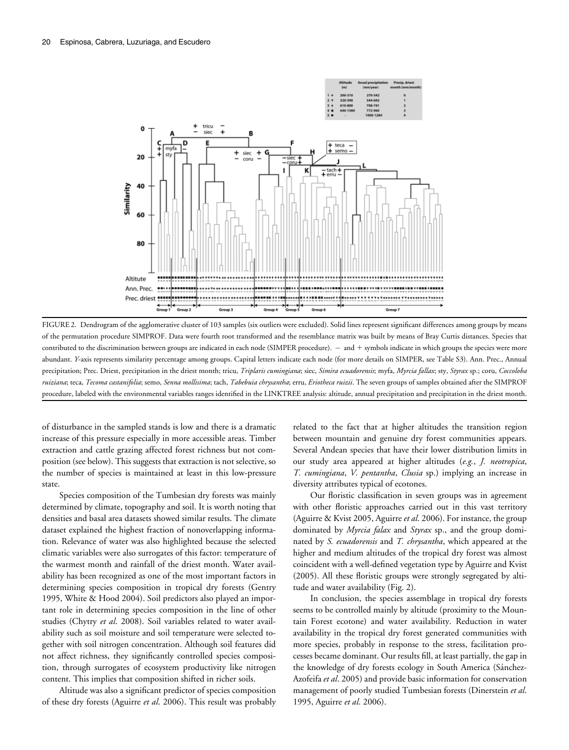| | Altitude (m) | Anual precipitation (mm/year) | Precip. driest month (mm/month) |
|---|---|---|---|
| 1 | 200-310 | 270-542 | 0 |
| 2 | 320-590 | 544-692 | 1 |
| 3 | 610-800 | 708-741 | 2 |
| 4 | 640-1580 | 772-960 | 3 |
| 5 | - | 1000-1284 | 4 |

Similarity

0

20

40

60

80

A B C D E F G H I J K L

+ tricu −
− siec +

+ myfa
+ sty

+ siec + G
− coru −

− siec +
− coru +

+ teca −
+ semo −

− tach +
+ erru −

Altitute

Ann. Prec.

Prec. driest

Group 1 Group 2 Group 3 Group 4 Group 5 Group 6 Group 7

FIGURE 2. Dendrogram of the agglomerative cluster of 103 samples (six outliers were excluded). Solid lines represent significant differences among groups by means of the permutation procedure SIMPROF. Data were fourth root transformed and the resemblance matrix was built by means of Bray Curtis distances. Species that contributed to the discrimination between groups are indicated in each node (SIMPER procedure). − and + symbols indicate in which groups the species were more abundant. *Y*-axis represents similarity percentage among groups. Capital letters indicate each node (for more details on SIMPER, see Table S3). Ann. Prec., Annual precipitation; Prec. Driest, precipitation in the driest month; tricu, *Triplaris cumingiana*; siec, *Simira ecuadorensis*; myfa, *Myrcia fallax*; sty, *Styrax* sp.; coru, *Coccoloba ruiziana*; teca, *Tecoma castanifolia*; semo, *Senna mollisima*; tach, *Tabebuia chrysantha*; erru, *Eriotheca ruizii*. The seven groups of samples obtained after the SIMPROF procedure, labeled with the environmental variables ranges identified in the LINKTREE analysis: altitude, annual precipitation and precipitation in the driest month.

of disturbance in the sampled stands is low and there is a dramatic increase of this pressure especially in more accessible areas. Timber extraction and cattle grazing affected forest richness but not composition (see below). This suggests that extraction is not selective, so the number of species is maintained at least in this low-pressure state.

Species composition of the Tumbesian dry forests was mainly determined by climate, topography and soil. It is worth noting that densities and basal area datasets showed similar results. The climate dataset explained the highest fraction of nonoverlapping information. Relevance of water was also highlighted because the selected climatic variables were also surrogates of this factor: temperature of the warmest month and rainfall of the driest month. Water availability has been recognized as one of the most important factors in determining species composition in tropical dry forests (Gentry 1995, White & Hood 2004). Soil predictors also played an important role in determining species composition in the line of other studies (Chytry *et al*. 2008). Soil variables related to water availability such as soil moisture and soil temperature were selected together with soil nitrogen concentration. Although soil features did not affect richness, they significantly controlled species composition, through surrogates of ecosystem productivity like nitrogen content. This implies that composition shifted in richer soils.

Altitude was also a significant predictor of species composition of these dry forests (Aguirre *et al*. 2006). This result was probably related to the fact that at higher altitudes the transition region between mountain and genuine dry forest communities appears. Several Andean species that have their lower distribution limits in our study area appeared at higher altitudes (*e.g.*, *J. neotropica*, *T. cumingiana*, *V. pentantha*, *Clusia* sp.) implying an increase in diversity attributes typical of ecotones.

Our floristic classification in seven groups was in agreement with other floristic approaches carried out in this vast territory (Aguirre & Kvist 2005, Aguirre *et al*. 2006). For instance, the group dominated by *Myrcia falax* and *Styrax* sp., and the group dominated by *S. ecuadorensis* and *T. chrysantha*, which appeared at the higher and medium altitudes of the tropical dry forest was almost coincident with a well-defined vegetation type by Aguirre and Kvist (2005). All these floristic groups were strongly segregated by altitude and water availability (Fig. 2).

In conclusion, the species assemblage in tropical dry forests seems to be controlled mainly by altitude (proximity to the Mountain Forest ecotone) and water availability. Reduction in water availability in the tropical dry forest generated communities with more species, probably in response to the stress, facilitation processes became dominant. Our results fill, at least partially, the gap in the knowledge of dry forests ecology in South America (Sánchez-Azofeifa *et al*. 2005) and provide basic information for conservation management of poorly studied Tumbesian forests (Dinerstein *et al*. 1995, Aguirre *et al*. 2006).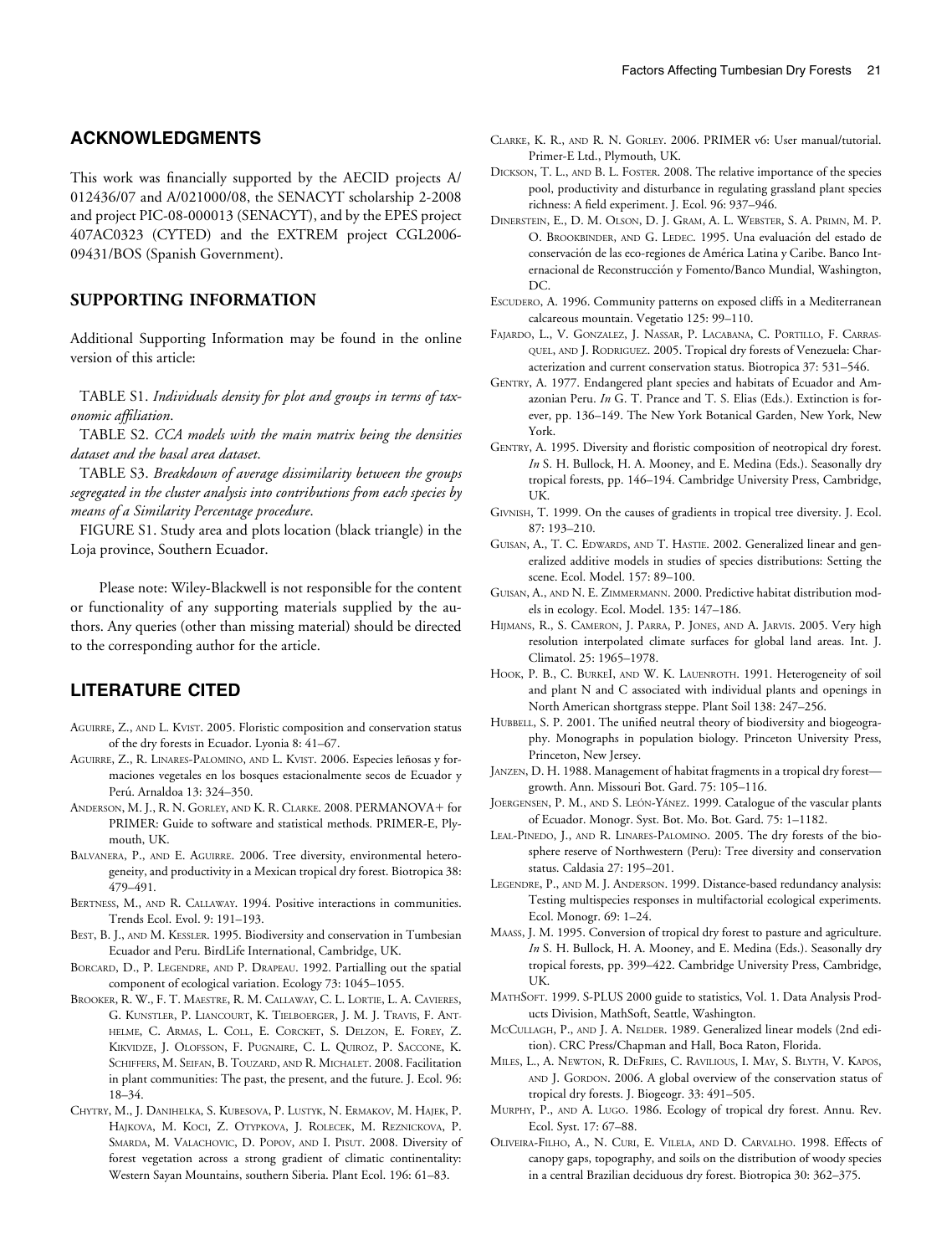## ACKNOWLEDGMENTS

This work was financially supported by the AECID projects A/012436/07 and A/021000/08, the SENACYT scholarship 2-2008 and project PIC-08-000013 (SENACYT), and by the EPES project 407AC0323 (CYTED) and the EXTREM project CGL2006-09431/BOS (Spanish Government).

## SUPPORTING INFORMATION

Additional Supporting Information may be found in the online version of this article:

TABLE S1. *Individuals density for plot and groups in terms of taxonomic affiliation.*

TABLE S2. *CCA models with the main matrix being the densities dataset and the basal area dataset.*

TABLE S3. *Breakdown of average dissimilarity between the groups segregated in the cluster analysis into contributions from each species by means of a Similarity Percentage procedure.*

FIGURE S1. Study area and plots location (black triangle) in the Loja province, Southern Ecuador.

Please note: Wiley-Blackwell is not responsible for the content or functionality of any supporting materials supplied by the authors. Any queries (other than missing material) should be directed to the corresponding author for the article.

## LITERATURE CITED

Aguirre, Z., and L. Kvist. 2005. Floristic composition and conservation status of the dry forests in Ecuador. Lyonia 8: 41–67.

Aguirre, Z., R. Linares-Palomino, and L. Kvist. 2006. Especies leñosas y formaciones vegetales en los bosques estacionalmente secos de Ecuador y Perú. Arnaldoa 13: 324–350.

Anderson, M. J., R. N. Gorley, and K. R. Clarke. 2008. PERMANOVA+ for PRIMER: Guide to software and statistical methods. PRIMER-E, Plymouth, UK.

Balvanera, P., and E. Aguirre. 2006. Tree diversity, environmental heterogeneity, and productivity in a Mexican tropical dry forest. Biotropica 38: 479–491.

Bertness, M., and R. Callaway. 1994. Positive interactions in communities. Trends Ecol. Evol. 9: 191–193.

Best, B. J., and M. Kessler. 1995. Biodiversity and conservation in Tumbesian Ecuador and Peru. BirdLife International, Cambridge, UK.

Borcard, D., P. Legendre, and P. Drapeau. 1992. Partialling out the spatial component of ecological variation. Ecology 73: 1045–1055.

Brooker, R. W., F. T. Maestre, R. M. Callaway, C. L. Lortie, L. A. Cavieres, G. Kunstler, P. Liancourt, K. Tielboerger, J. M. J. Travis, F. Anthelme, C. Armas, L. Coll, E. Corcket, S. Delzon, E. Forey, Z. Kikvidze, J. Olofsson, F. Pugnaire, C. L. Quiroz, P. Saccone, K. Schiffers, M. Seifan, B. Touzard, and R. Michalet. 2008. Facilitation in plant communities: The past, the present, and the future. J. Ecol. 96: 18–34.

Chytry, M., J. Danihelka, S. Kubesova, P. Lustyk, N. Ermakov, M. Hajek, P. Hajkova, M. Koci, Z. Otypkova, J. Rolecek, M. Reznickova, P. Smarda, M. Valachovic, D. Popov, and I. Pisut. 2008. Diversity of forest vegetation across a strong gradient of climatic continentality: Western Sayan Mountains, southern Siberia. Plant Ecol. 196: 61–83.

Clarke, K. R., and R. N. Gorley. 2006. PRIMER v6: User manual/tutorial. Primer-E Ltd., Plymouth, UK.

Dickson, T. L., and B. L. Foster. 2008. The relative importance of the species pool, productivity and disturbance in regulating grassland plant species richness: A field experiment. J. Ecol. 96: 937–946.

Dinerstein, E., D. M. Olson, D. J. Gram, A. L. Webster, S. A. Primn, M. P. O. Brookbinder, and G. Ledec. 1995. Una evaluación del estado de conservación de las eco-regiones de América Latina y Caribe. Banco Internacional de Reconstrucción y Fomento/Banco Mundial, Washington, DC.

Escudero, A. 1996. Community patterns on exposed cliffs in a Mediterranean calcareous mountain. Vegetatio 125: 99–110.

Fajardo, L., V. Gonzalez, J. Nassar, P. Lacabana, C. Portillo, F. Carrasquel, and J. Rodriguez. 2005. Tropical dry forests of Venezuela: Characterization and current conservation status. Biotropica 37: 531–546.

Gentry, A. 1977. Endangered plant species and habitats of Ecuador and Amazonian Peru. *In* G. T. Prance and T. S. Elias (Eds.). Extinction is forever, pp. 136–149. The New York Botanical Garden, New York, New York.

Gentry, A. 1995. Diversity and floristic composition of neotropical dry forest. *In* S. H. Bullock, H. A. Mooney, and E. Medina (Eds.). Seasonally dry tropical forests, pp. 146–194. Cambridge University Press, Cambridge, UK.

Givnish, T. 1999. On the causes of gradients in tropical tree diversity. J. Ecol. 87: 193–210.

Guisan, A., T. C. Edwards, and T. Hastie. 2002. Generalized linear and generalized additive models in studies of species distributions: Setting the scene. Ecol. Model. 157: 89–100.

Guisan, A., and N. E. Zimmermann. 2000. Predictive habitat distribution models in ecology. Ecol. Model. 135: 147–186.

Hijmans, R., S. Cameron, J. Parra, P. Jones, and A. Jarvis. 2005. Very high resolution interpolated climate surfaces for global land areas. Int. J. Climatol. 25: 1965–1978.

Hook, P. B., C. Burkei, and W. K. Lauenroth. 1991. Heterogeneity of soil and plant N and C associated with individual plants and openings in North American shortgrass steppe. Plant Soil 138: 247–256.

Hubbell, S. P. 2001. The unified neutral theory of biodiversity and biogeography. Monographs in population biology. Princeton University Press, Princeton, New Jersey.

Janzen, D. H. 1988. Management of habitat fragments in a tropical dry forest—growth. Ann. Missouri Bot. Gard. 75: 105–116.

Joergensen, P. M., and S. León-Yánez. 1999. Catalogue of the vascular plants of Ecuador. Monogr. Syst. Bot. Mo. Bot. Gard. 75: 1–1182.

Leal-Pinedo, J., and R. Linares-Palomino. 2005. The dry forests of the biosphere reserve of Northwestern (Peru): Tree diversity and conservation status. Caldasia 27: 195–201.

Legendre, P., and M. J. Anderson. 1999. Distance-based redundancy analysis: Testing multispecies responses in multifactorial ecological experiments. Ecol. Monogr. 69: 1–24.

Maass, J. M. 1995. Conversion of tropical dry forest to pasture and agriculture. *In* S. H. Bullock, H. A. Mooney, and E. Medina (Eds.). Seasonally dry tropical forests, pp. 399–422. Cambridge University Press, Cambridge, UK.

MathSoft. 1999. S-PLUS 2000 guide to statistics, Vol. 1. Data Analysis Products Division, MathSoft, Seattle, Washington.

McCullagh, P., and J. A. Nelder. 1989. Generalized linear models (2nd edition). CRC Press/Chapman and Hall, Boca Raton, Florida.

Miles, L., A. Newton, R. DeFries, C. Ravilious, I. May, S. Blyth, V. Kapos, and J. Gordon. 2006. A global overview of the conservation status of tropical dry forests. J. Biogeogr. 33: 491–505.

Murphy, P., and A. Lugo. 1986. Ecology of tropical dry forest. Annu. Rev. Ecol. Syst. 17: 67–88.

Oliveira-Filho, A., N. Curi, E. Vilela, and D. Carvalho. 1998. Effects of canopy gaps, topography, and soils on the distribution of woody species in a central Brazilian deciduous dry forest. Biotropica 30: 362–375.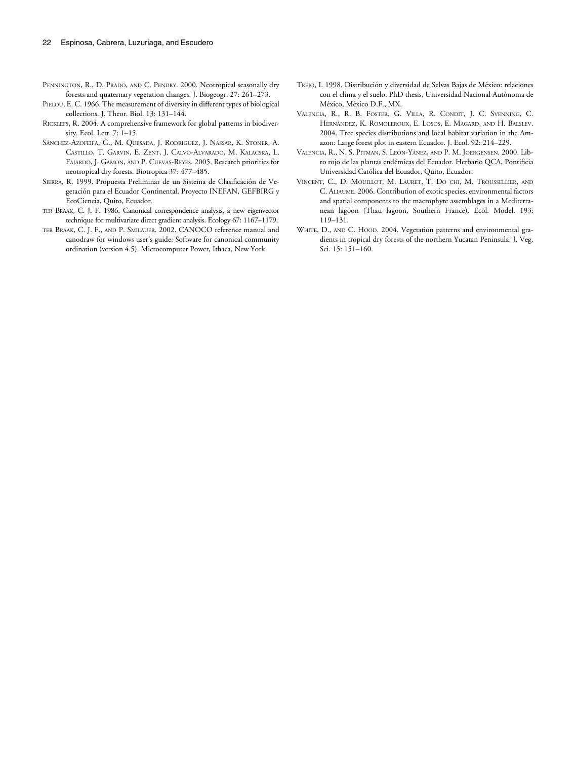PENNINGTON, R., D. PRADO, AND C. PENDRY. 2000. Neotropical seasonally dry forests and quaternary vegetation changes. J. Biogeogr. 27: 261–273.

PIELOU, E. C. 1966. The measurement of diversity in different types of biological collections. J. Theor. Biol. 13: 131–144.

RICKLEFS, R. 2004. A comprehensive framework for global patterns in biodiversity. Ecol. Lett. 7: 1–15.

SÁNCHEZ-AZOFEIFA, G., M. QUESADA, J. RODRIGUEZ, J. NASSAR, K. STONER, A. CASTILLO, T. GARVIN, E. ZENT, J. CALVO-ALVARADO, M. KALACSKA, L. FAJARDO, J. GAMON, AND P. CUEVAS-REYES. 2005. Research priorities for neotropical dry forests. Biotropica 37: 477–485.

SIERRA, R. 1999. Propuesta Preliminar de un Sistema de Clasificación de Vegetación para el Ecuador Continental. Proyecto INEFAN, GEFBIRG y EcoCiencia, Quito, Ecuador.

TER BRAAK, C. J. F. 1986. Canonical correspondence analysis, a new eigenvector technique for multivariate direct gradient analysis. Ecology 67: 1167–1179.

TER BRAAK, C. J. F., AND P. SMILAUER. 2002. CANOCO reference manual and canodraw for windows user's guide: Software for canonical community ordination (version 4.5). Microcomputer Power, Ithaca, New York.

TREJO, I. 1998. Distribución y diversidad de Selvas Bajas de México: relaciones con el clima y el suelo. PhD thesis, Universidad Nacional Autónoma de México, México D.F., MX.

VALENCIA, R., R. B. FOSTER, G. VILLA, R. CONDIT, J. C. SVENNING, C. HERNÁNDEZ, K. ROMOLEROUX, E. LOSOS, E. MAGARD, AND H. BALSLEV. 2004. Tree species distributions and local habitat variation in the Amazon: Large forest plot in eastern Ecuador. J. Ecol. 92: 214–229.

VALENCIA, R., N. S. PITMAN, S. LEÓN-YÁNEZ, AND P. M. JOERGENSEN. 2000. Libro rojo de las plantas endémicas del Ecuador. Herbario QCA, Pontificia Universidad Católica del Ecuador, Quito, Ecuador.

VINCENT, C., D. MOUILLOT, M. LAURET, T. DO CHI, M. TROUSSELLIER, AND C. ALIAUME. 2006. Contribution of exotic species, environmental factors and spatial components to the macrophyte assemblages in a Mediterranean lagoon (Thau lagoon, Southern France). Ecol. Model. 193: 119–131.

WHITE, D., AND C. HOOD. 2004. Vegetation patterns and environmental gradients in tropical dry forests of the northern Yucatan Peninsula. J. Veg. Sci. 15: 151–160.